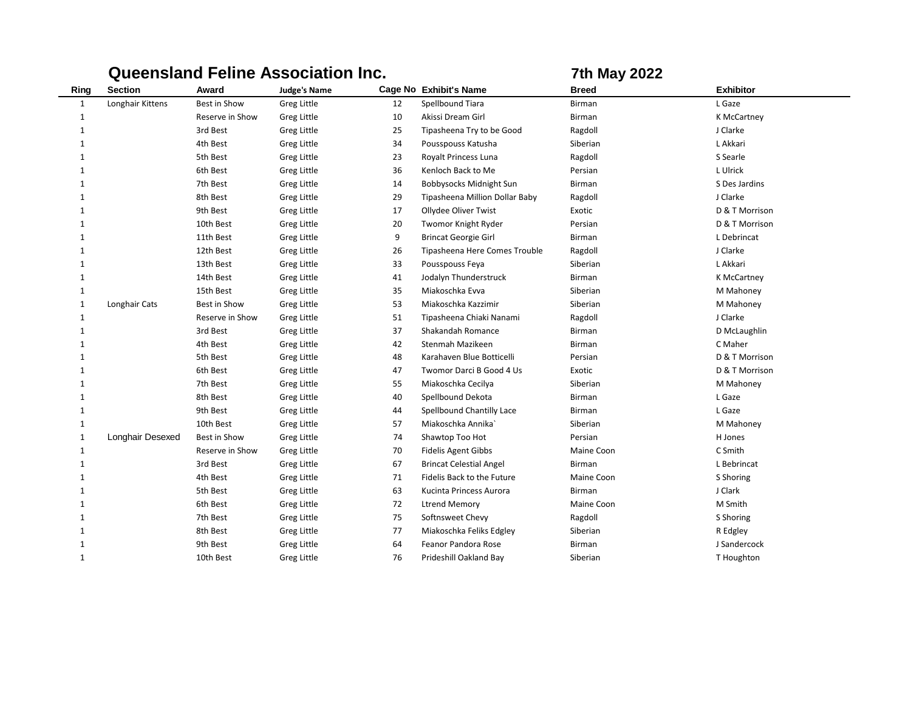# Queensland Feline Association Inc.

**7th May 2022**

| Ring | Section | Award | Judge's Name | Cage No | Exhibit's Name | Breed | Exhibitor |
|---|---|---|---|---|---|---|---|
| 1 | Longhair Kittens | Best in Show | Greg Little | 12 | Spellbound Tiara | Birman | L Gaze |
| 1 | | Reserve in Show | Greg Little | 10 | Akissi Dream Girl | Birman | K McCartney |
| 1 | | 3rd Best | Greg Little | 25 | Tipasheena Try to be Good | Ragdoll | J Clarke |
| 1 | | 4th Best | Greg Little | 34 | Pousspouss Katusha | Siberian | L Akkari |
| 1 | | 5th Best | Greg Little | 23 | Royalt Princess Luna | Ragdoll | S Searle |
| 1 | | 6th Best | Greg Little | 36 | Kenloch Back to Me | Persian | L Ulrick |
| 1 | | 7th Best | Greg Little | 14 | Bobbysocks Midnight Sun | Birman | S Des Jardins |
| 1 | | 8th Best | Greg Little | 29 | Tipasheena Million Dollar Baby | Ragdoll | J Clarke |
| 1 | | 9th Best | Greg Little | 17 | Ollydee Oliver Twist | Exotic | D & T Morrison |
| 1 | | 10th Best | Greg Little | 20 | Twomor Knight Ryder | Persian | D & T Morrison |
| 1 | | 11th Best | Greg Little | 9 | Brincat Georgie Girl | Birman | L Debrincat |
| 1 | | 12th Best | Greg Little | 26 | Tipasheena Here Comes Trouble | Ragdoll | J Clarke |
| 1 | | 13th Best | Greg Little | 33 | Pousspouss Feya | Siberian | L Akkari |
| 1 | | 14th Best | Greg Little | 41 | Jodalyn Thunderstruck | Birman | K McCartney |
| 1 | | 15th Best | Greg Little | 35 | Miakoschka Evva | Siberian | M Mahoney |
| 1 | Longhair Cats | Best in Show | Greg Little | 53 | Miakoschka Kazzimir | Siberian | M Mahoney |
| 1 | | Reserve in Show | Greg Little | 51 | Tipasheena Chiaki Nanami | Ragdoll | J Clarke |
| 1 | | 3rd Best | Greg Little | 37 | Shakandah Romance | Birman | D McLaughlin |
| 1 | | 4th Best | Greg Little | 42 | Stenmah Mazikeen | Birman | C Maher |
| 1 | | 5th Best | Greg Little | 48 | Karahaven Blue Botticelli | Persian | D & T Morrison |
| 1 | | 6th Best | Greg Little | 47 | Twomor Darci B Good 4 Us | Exotic | D & T Morrison |
| 1 | | 7th Best | Greg Little | 55 | Miakoschka Cecilya | Siberian | M Mahoney |
| 1 | | 8th Best | Greg Little | 40 | Spellbound Dekota | Birman | L Gaze |
| 1 | | 9th Best | Greg Little | 44 | Spellbound Chantilly Lace | Birman | L Gaze |
| 1 | | 10th Best | Greg Little | 57 | Miakoschka Annika` | Siberian | M Mahoney |
| 1 | Longhair Desexed | Best in Show | Greg Little | 74 | Shawtop Too Hot | Persian | H Jones |
| 1 | | Reserve in Show | Greg Little | 70 | Fidelis Agent Gibbs | Maine Coon | C Smith |
| 1 | | 3rd Best | Greg Little | 67 | Brincat Celestial Angel | Birman | L Bebrincat |
| 1 | | 4th Best | Greg Little | 71 | Fidelis Back to the Future | Maine Coon | S Shoring |
| 1 | | 5th Best | Greg Little | 63 | Kucinta Princess Aurora | Birman | J Clark |
| 1 | | 6th Best | Greg Little | 72 | Ltrend Memory | Maine Coon | M Smith |
| 1 | | 7th Best | Greg Little | 75 | Softnsweet Chevy | Ragdoll | S Shoring |
| 1 | | 8th Best | Greg Little | 77 | Miakoschka Feliks Edgley | Siberian | R Edgley |
| 1 | | 9th Best | Greg Little | 64 | Feanor Pandora Rose | Birman | J Sandercock |
| 1 | | 10th Best | Greg Little | 76 | Prideshill Oakland Bay | Siberian | T Houghton |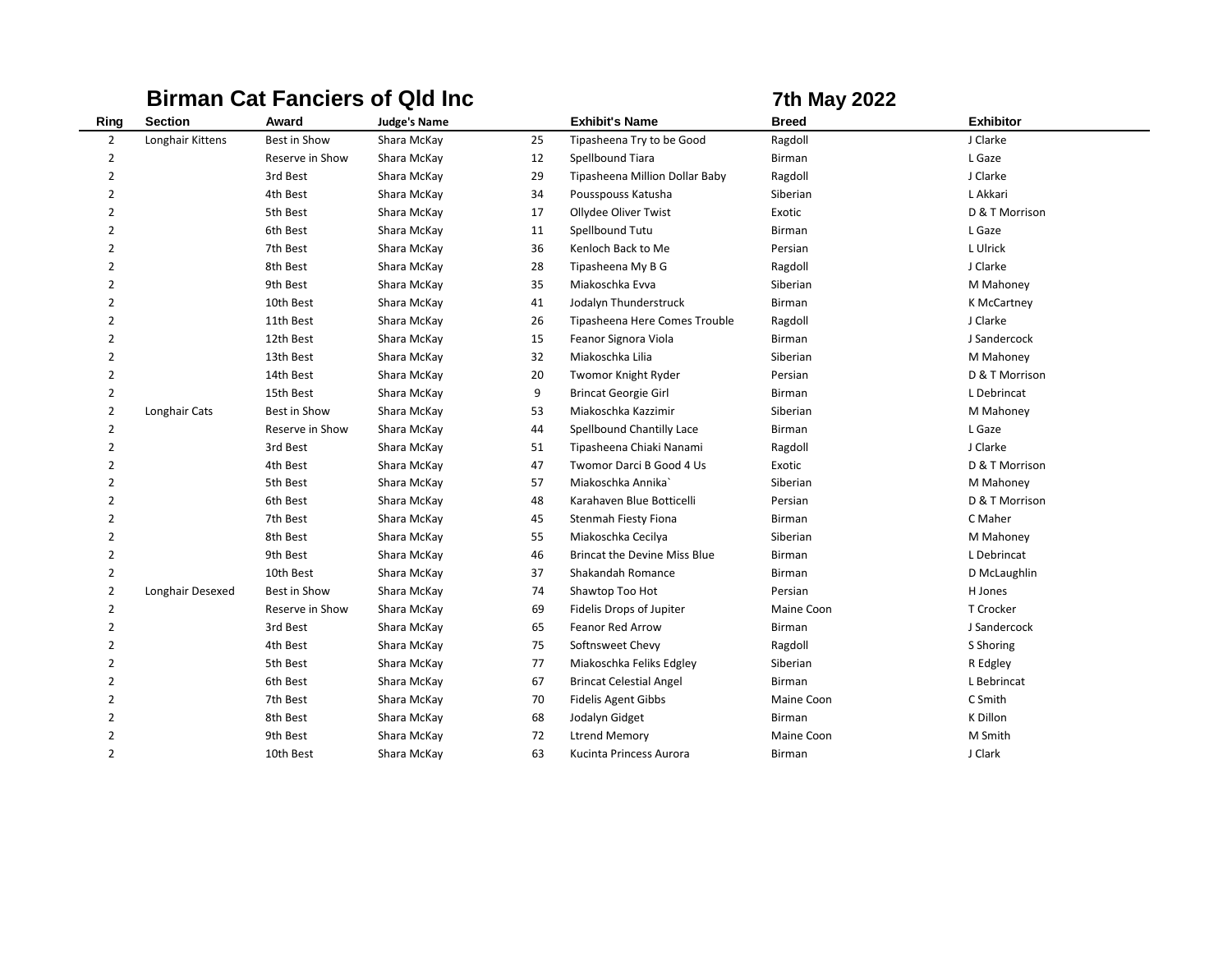## Birman Cat Fanciers of Qld Inc

## 7th May 2022

| Ring | Section | Award | Judge's Name | | Exhibit's Name | Breed | Exhibitor |
|---|---|---|---|---|---|---|---|
| 2 | Longhair Kittens | Best in Show | Shara McKay | 25 | Tipasheena Try to be Good | Ragdoll | J Clarke |
| 2 | | Reserve in Show | Shara McKay | 12 | Spellbound Tiara | Birman | L Gaze |
| 2 | | 3rd Best | Shara McKay | 29 | Tipasheena Million Dollar Baby | Ragdoll | J Clarke |
| 2 | | 4th Best | Shara McKay | 34 | Pousspouss Katusha | Siberian | L Akkari |
| 2 | | 5th Best | Shara McKay | 17 | Ollydee Oliver Twist | Exotic | D & T Morrison |
| 2 | | 6th Best | Shara McKay | 11 | Spellbound Tutu | Birman | L Gaze |
| 2 | | 7th Best | Shara McKay | 36 | Kenloch Back to Me | Persian | L Ulrick |
| 2 | | 8th Best | Shara McKay | 28 | Tipasheena My B G | Ragdoll | J Clarke |
| 2 | | 9th Best | Shara McKay | 35 | Miakoschka Evva | Siberian | M Mahoney |
| 2 | | 10th Best | Shara McKay | 41 | Jodalyn Thunderstruck | Birman | K McCartney |
| 2 | | 11th Best | Shara McKay | 26 | Tipasheena Here Comes Trouble | Ragdoll | J Clarke |
| 2 | | 12th Best | Shara McKay | 15 | Feanor Signora Viola | Birman | J Sandercock |
| 2 | | 13th Best | Shara McKay | 32 | Miakoschka Lilia | Siberian | M Mahoney |
| 2 | | 14th Best | Shara McKay | 20 | Twomor Knight Ryder | Persian | D & T Morrison |
| 2 | | 15th Best | Shara McKay | 9 | Brincat Georgie Girl | Birman | L Debrincat |
| 2 | Longhair Cats | Best in Show | Shara McKay | 53 | Miakoschka Kazzimir | Siberian | M Mahoney |
| 2 | | Reserve in Show | Shara McKay | 44 | Spellbound Chantilly Lace | Birman | L Gaze |
| 2 | | 3rd Best | Shara McKay | 51 | Tipasheena Chiaki Nanami | Ragdoll | J Clarke |
| 2 | | 4th Best | Shara McKay | 47 | Twomor Darci B Good 4 Us | Exotic | D & T Morrison |
| 2 | | 5th Best | Shara McKay | 57 | Miakoschka Annika` | Siberian | M Mahoney |
| 2 | | 6th Best | Shara McKay | 48 | Karahaven Blue Botticelli | Persian | D & T Morrison |
| 2 | | 7th Best | Shara McKay | 45 | Stenmah Fiesty Fiona | Birman | C Maher |
| 2 | | 8th Best | Shara McKay | 55 | Miakoschka Cecilya | Siberian | M Mahoney |
| 2 | | 9th Best | Shara McKay | 46 | Brincat the Devine Miss Blue | Birman | L Debrincat |
| 2 | | 10th Best | Shara McKay | 37 | Shakandah Romance | Birman | D McLaughlin |
| 2 | Longhair Desexed | Best in Show | Shara McKay | 74 | Shawtop Too Hot | Persian | H Jones |
| 2 | | Reserve in Show | Shara McKay | 69 | Fidelis Drops of Jupiter | Maine Coon | T Crocker |
| 2 | | 3rd Best | Shara McKay | 65 | Feanor Red Arrow | Birman | J Sandercock |
| 2 | | 4th Best | Shara McKay | 75 | Softnsweet Chevy | Ragdoll | S Shoring |
| 2 | | 5th Best | Shara McKay | 77 | Miakoschka Feliks Edgley | Siberian | R Edgley |
| 2 | | 6th Best | Shara McKay | 67 | Brincat Celestial Angel | Birman | L Bebrincat |
| 2 | | 7th Best | Shara McKay | 70 | Fidelis Agent Gibbs | Maine Coon | C Smith |
| 2 | | 8th Best | Shara McKay | 68 | Jodalyn Gidget | Birman | K Dillon |
| 2 | | 9th Best | Shara McKay | 72 | Ltrend Memory | Maine Coon | M Smith |
| 2 | | 10th Best | Shara McKay | 63 | Kucinta Princess Aurora | Birman | J Clark |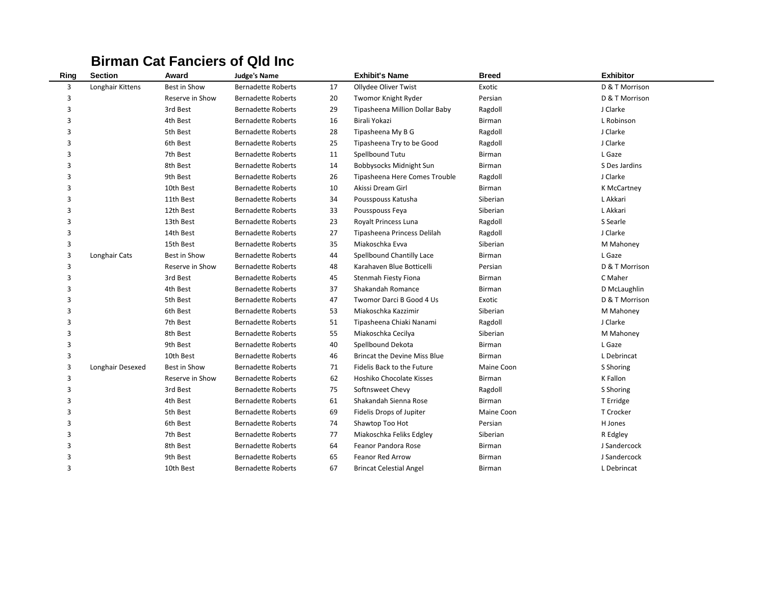# Birman Cat Fanciers of Qld Inc

| Ring | Section | Award | Judge's Name | | Exhibit's Name | Breed | Exhibitor |
|---|---|---|---|---|---|---|---|
| 3 | Longhair Kittens | Best in Show | Bernadette Roberts | 17 | Ollydee Oliver Twist | Exotic | D & T Morrison |
| 3 | | Reserve in Show | Bernadette Roberts | 20 | Twomor Knight Ryder | Persian | D & T Morrison |
| 3 | | 3rd Best | Bernadette Roberts | 29 | Tipasheena Million Dollar Baby | Ragdoll | J Clarke |
| 3 | | 4th Best | Bernadette Roberts | 16 | Birali Yokazi | Birman | L Robinson |
| 3 | | 5th Best | Bernadette Roberts | 28 | Tipasheena My B G | Ragdoll | J Clarke |
| 3 | | 6th Best | Bernadette Roberts | 25 | Tipasheena Try to be Good | Ragdoll | J Clarke |
| 3 | | 7th Best | Bernadette Roberts | 11 | Spellbound Tutu | Birman | L Gaze |
| 3 | | 8th Best | Bernadette Roberts | 14 | Bobbysocks Midnight Sun | Birman | S Des Jardins |
| 3 | | 9th Best | Bernadette Roberts | 26 | Tipasheena Here Comes Trouble | Ragdoll | J Clarke |
| 3 | | 10th Best | Bernadette Roberts | 10 | Akissi Dream Girl | Birman | K McCartney |
| 3 | | 11th Best | Bernadette Roberts | 34 | Pousspouss Katusha | Siberian | L Akkari |
| 3 | | 12th Best | Bernadette Roberts | 33 | Pousspouss Feya | Siberian | L Akkari |
| 3 | | 13th Best | Bernadette Roberts | 23 | Royalt Princess Luna | Ragdoll | S Searle |
| 3 | | 14th Best | Bernadette Roberts | 27 | Tipasheena Princess Delilah | Ragdoll | J Clarke |
| 3 | | 15th Best | Bernadette Roberts | 35 | Miakoschka Evva | Siberian | M Mahoney |
| 3 | Longhair Cats | Best in Show | Bernadette Roberts | 44 | Spellbound Chantilly Lace | Birman | L Gaze |
| 3 | | Reserve in Show | Bernadette Roberts | 48 | Karahaven Blue Botticelli | Persian | D & T Morrison |
| 3 | | 3rd Best | Bernadette Roberts | 45 | Stenmah Fiesty Fiona | Birman | C Maher |
| 3 | | 4th Best | Bernadette Roberts | 37 | Shakandah Romance | Birman | D McLaughlin |
| 3 | | 5th Best | Bernadette Roberts | 47 | Twomor Darci B Good 4 Us | Exotic | D & T Morrison |
| 3 | | 6th Best | Bernadette Roberts | 53 | Miakoschka Kazzimir | Siberian | M Mahoney |
| 3 | | 7th Best | Bernadette Roberts | 51 | Tipasheena Chiaki Nanami | Ragdoll | J Clarke |
| 3 | | 8th Best | Bernadette Roberts | 55 | Miakoschka Cecilya | Siberian | M Mahoney |
| 3 | | 9th Best | Bernadette Roberts | 40 | Spellbound Dekota | Birman | L Gaze |
| 3 | | 10th Best | Bernadette Roberts | 46 | Brincat the Devine Miss Blue | Birman | L Debrincat |
| 3 | Longhair Desexed | Best in Show | Bernadette Roberts | 71 | Fidelis Back to the Future | Maine Coon | S Shoring |
| 3 | | Reserve in Show | Bernadette Roberts | 62 | Hoshiko Chocolate Kisses | Birman | K Fallon |
| 3 | | 3rd Best | Bernadette Roberts | 75 | Softnsweet Chevy | Ragdoll | S Shoring |
| 3 | | 4th Best | Bernadette Roberts | 61 | Shakandah Sienna Rose | Birman | T Erridge |
| 3 | | 5th Best | Bernadette Roberts | 69 | Fidelis Drops of Jupiter | Maine Coon | T Crocker |
| 3 | | 6th Best | Bernadette Roberts | 74 | Shawtop Too Hot | Persian | H Jones |
| 3 | | 7th Best | Bernadette Roberts | 77 | Miakoschka Feliks Edgley | Siberian | R Edgley |
| 3 | | 8th Best | Bernadette Roberts | 64 | Feanor Pandora Rose | Birman | J Sandercock |
| 3 | | 9th Best | Bernadette Roberts | 65 | Feanor Red Arrow | Birman | J Sandercock |
| 3 | | 10th Best | Bernadette Roberts | 67 | Brincat Celestial Angel | Birman | L Debrincat |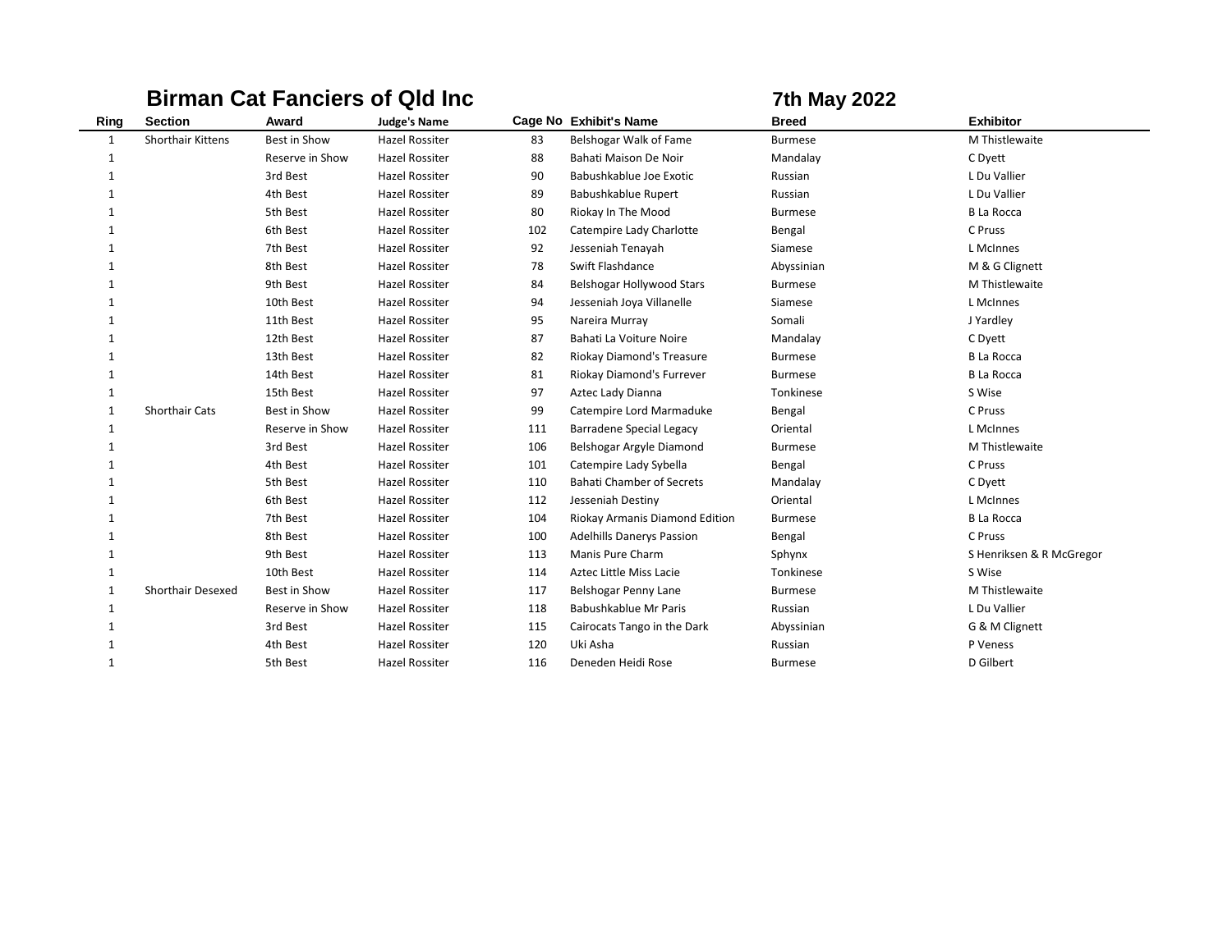## Birman Cat Fanciers of Qld Inc

**7th May 2022**

| Ring | Section | Award | Judge's Name | Cage No | Exhibit's Name | Breed | Exhibitor |
|---|---|---|---|---|---|---|---|
| 1 | Shorthair Kittens | Best in Show | Hazel Rossiter | 83 | Belshogar Walk of Fame | Burmese | M Thistlewaite |
| 1 | | Reserve in Show | Hazel Rossiter | 88 | Bahati Maison De Noir | Mandalay | C Dyett |
| 1 | | 3rd Best | Hazel Rossiter | 90 | Babushkablue Joe Exotic | Russian | L Du Vallier |
| 1 | | 4th Best | Hazel Rossiter | 89 | Babushkablue Rupert | Russian | L Du Vallier |
| 1 | | 5th Best | Hazel Rossiter | 80 | Riokay In The Mood | Burmese | B La Rocca |
| 1 | | 6th Best | Hazel Rossiter | 102 | Catempire Lady Charlotte | Bengal | C Pruss |
| 1 | | 7th Best | Hazel Rossiter | 92 | Jesseniah Tenayah | Siamese | L McInnes |
| 1 | | 8th Best | Hazel Rossiter | 78 | Swift Flashdance | Abyssinian | M & G Clignett |
| 1 | | 9th Best | Hazel Rossiter | 84 | Belshogar Hollywood Stars | Burmese | M Thistlewaite |
| 1 | | 10th Best | Hazel Rossiter | 94 | Jesseniah Joya Villanelle | Siamese | L McInnes |
| 1 | | 11th Best | Hazel Rossiter | 95 | Nareira Murray | Somali | J Yardley |
| 1 | | 12th Best | Hazel Rossiter | 87 | Bahati La Voiture Noire | Mandalay | C Dyett |
| 1 | | 13th Best | Hazel Rossiter | 82 | Riokay Diamond's Treasure | Burmese | B La Rocca |
| 1 | | 14th Best | Hazel Rossiter | 81 | Riokay Diamond's Furrever | Burmese | B La Rocca |
| 1 | | 15th Best | Hazel Rossiter | 97 | Aztec Lady Dianna | Tonkinese | S Wise |
| 1 | Shorthair Cats | Best in Show | Hazel Rossiter | 99 | Catempire Lord Marmaduke | Bengal | C Pruss |
| 1 | | Reserve in Show | Hazel Rossiter | 111 | Barradene Special Legacy | Oriental | L McInnes |
| 1 | | 3rd Best | Hazel Rossiter | 106 | Belshogar Argyle Diamond | Burmese | M Thistlewaite |
| 1 | | 4th Best | Hazel Rossiter | 101 | Catempire Lady Sybella | Bengal | C Pruss |
| 1 | | 5th Best | Hazel Rossiter | 110 | Bahati Chamber of Secrets | Mandalay | C Dyett |
| 1 | | 6th Best | Hazel Rossiter | 112 | Jesseniah Destiny | Oriental | L McInnes |
| 1 | | 7th Best | Hazel Rossiter | 104 | Riokay Armanis Diamond Edition | Burmese | B La Rocca |
| 1 | | 8th Best | Hazel Rossiter | 100 | Adelhills Danerys Passion | Bengal | C Pruss |
| 1 | | 9th Best | Hazel Rossiter | 113 | Manis Pure Charm | Sphynx | S Henriksen & R McGregor |
| 1 | | 10th Best | Hazel Rossiter | 114 | Aztec Little Miss Lacie | Tonkinese | S Wise |
| 1 | Shorthair Desexed | Best in Show | Hazel Rossiter | 117 | Belshogar Penny Lane | Burmese | M Thistlewaite |
| 1 | | Reserve in Show | Hazel Rossiter | 118 | Babushkablue Mr Paris | Russian | L Du Vallier |
| 1 | | 3rd Best | Hazel Rossiter | 115 | Cairocats Tango in the Dark | Abyssinian | G & M Clignett |
| 1 | | 4th Best | Hazel Rossiter | 120 | Uki Asha | Russian | P Veness |
| 1 | | 5th Best | Hazel Rossiter | 116 | Deneden Heidi Rose | Burmese | D Gilbert |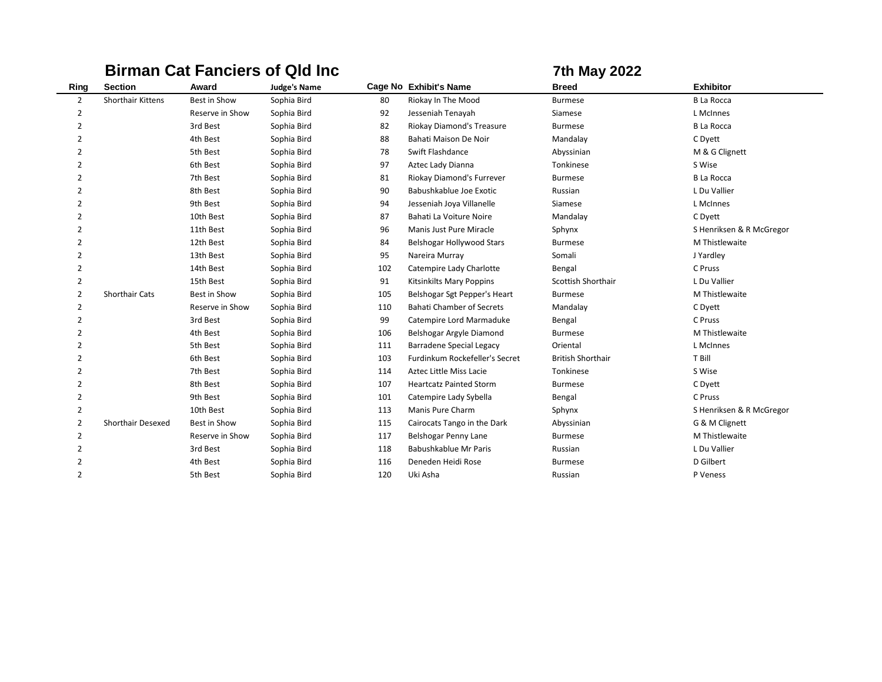## Birman Cat Fanciers of Qld Inc

## 7th May 2022

| Ring | Section | Award | Judge's Name | Cage No | Exhibit's Name | Breed | Exhibitor |
|---|---|---|---|---|---|---|---|
| 2 | Shorthair Kittens | Best in Show | Sophia Bird | 80 | Riokay In The Mood | Burmese | B La Rocca |
| 2 | | Reserve in Show | Sophia Bird | 92 | Jesseniah Tenayah | Siamese | L McInnes |
| 2 | | 3rd Best | Sophia Bird | 82 | Riokay Diamond's Treasure | Burmese | B La Rocca |
| 2 | | 4th Best | Sophia Bird | 88 | Bahati Maison De Noir | Mandalay | C Dyett |
| 2 | | 5th Best | Sophia Bird | 78 | Swift Flashdance | Abyssinian | M & G Clignett |
| 2 | | 6th Best | Sophia Bird | 97 | Aztec Lady Dianna | Tonkinese | S Wise |
| 2 | | 7th Best | Sophia Bird | 81 | Riokay Diamond's Furrever | Burmese | B La Rocca |
| 2 | | 8th Best | Sophia Bird | 90 | Babushkablue Joe Exotic | Russian | L Du Vallier |
| 2 | | 9th Best | Sophia Bird | 94 | Jesseniah Joya Villanelle | Siamese | L McInnes |
| 2 | | 10th Best | Sophia Bird | 87 | Bahati La Voiture Noire | Mandalay | C Dyett |
| 2 | | 11th Best | Sophia Bird | 96 | Manis Just Pure Miracle | Sphynx | S Henriksen & R McGregor |
| 2 | | 12th Best | Sophia Bird | 84 | Belshogar Hollywood Stars | Burmese | M Thistlewaite |
| 2 | | 13th Best | Sophia Bird | 95 | Nareira Murray | Somali | J Yardley |
| 2 | | 14th Best | Sophia Bird | 102 | Catempire Lady Charlotte | Bengal | C Pruss |
| 2 | | 15th Best | Sophia Bird | 91 | Kitsinkilts Mary Poppins | Scottish Shorthair | L Du Vallier |
| 2 | Shorthair Cats | Best in Show | Sophia Bird | 105 | Belshogar Sgt Pepper's Heart | Burmese | M Thistlewaite |
| 2 | | Reserve in Show | Sophia Bird | 110 | Bahati Chamber of Secrets | Mandalay | C Dyett |
| 2 | | 3rd Best | Sophia Bird | 99 | Catempire Lord Marmaduke | Bengal | C Pruss |
| 2 | | 4th Best | Sophia Bird | 106 | Belshogar Argyle Diamond | Burmese | M Thistlewaite |
| 2 | | 5th Best | Sophia Bird | 111 | Barradene Special Legacy | Oriental | L McInnes |
| 2 | | 6th Best | Sophia Bird | 103 | Furdinkum Rockefeller's Secret | British Shorthair | T Bill |
| 2 | | 7th Best | Sophia Bird | 114 | Aztec Little Miss Lacie | Tonkinese | S Wise |
| 2 | | 8th Best | Sophia Bird | 107 | Heartcatz Painted Storm | Burmese | C Dyett |
| 2 | | 9th Best | Sophia Bird | 101 | Catempire Lady Sybella | Bengal | C Pruss |
| 2 | | 10th Best | Sophia Bird | 113 | Manis Pure Charm | Sphynx | S Henriksen & R McGregor |
| 2 | Shorthair Desexed | Best in Show | Sophia Bird | 115 | Cairocats Tango in the Dark | Abyssinian | G & M Clignett |
| 2 | | Reserve in Show | Sophia Bird | 117 | Belshogar Penny Lane | Burmese | M Thistlewaite |
| 2 | | 3rd Best | Sophia Bird | 118 | Babushkablue Mr Paris | Russian | L Du Vallier |
| 2 | | 4th Best | Sophia Bird | 116 | Deneden Heidi Rose | Burmese | D Gilbert |
| 2 | | 5th Best | Sophia Bird | 120 | Uki Asha | Russian | P Veness |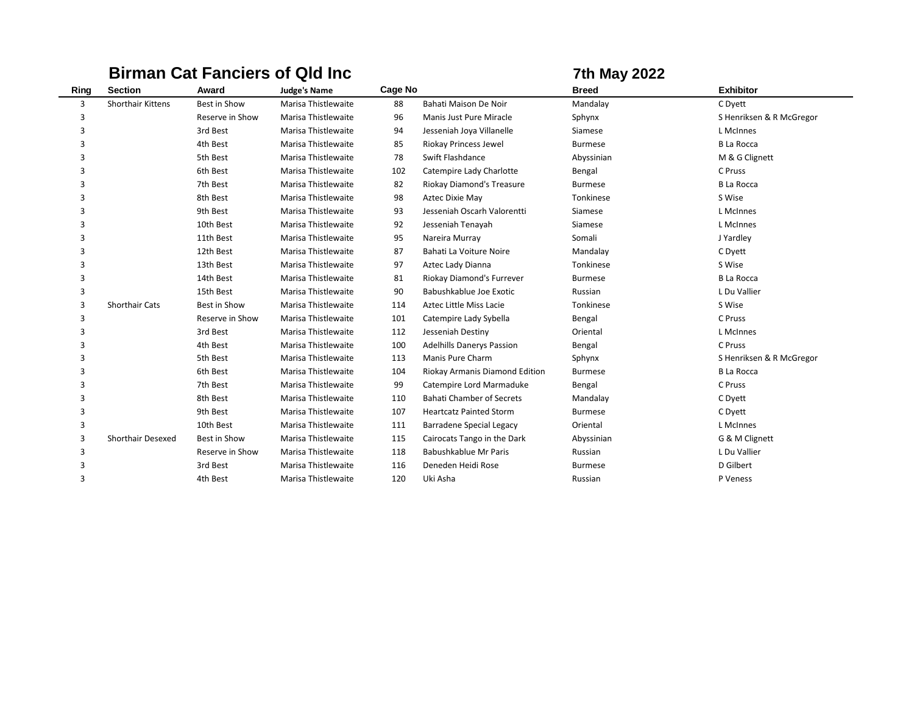## Birman Cat Fanciers of Qld Inc — 7th May 2022

| Ring | Section | Award | Judge's Name | Cage No | | Breed | Exhibitor |
|---|---|---|---|---|---|---|---|
| 3 | Shorthair Kittens | Best in Show | Marisa Thistlewaite | 88 | Bahati Maison De Noir | Mandalay | C Dyett |
| 3 | | Reserve in Show | Marisa Thistlewaite | 96 | Manis Just Pure Miracle | Sphynx | S Henriksen & R McGregor |
| 3 | | 3rd Best | Marisa Thistlewaite | 94 | Jesseniah Joya Villanelle | Siamese | L McInnes |
| 3 | | 4th Best | Marisa Thistlewaite | 85 | Riokay Princess Jewel | Burmese | B La Rocca |
| 3 | | 5th Best | Marisa Thistlewaite | 78 | Swift Flashdance | Abyssinian | M & G Clignett |
| 3 | | 6th Best | Marisa Thistlewaite | 102 | Catempire Lady Charlotte | Bengal | C Pruss |
| 3 | | 7th Best | Marisa Thistlewaite | 82 | Riokay Diamond's Treasure | Burmese | B La Rocca |
| 3 | | 8th Best | Marisa Thistlewaite | 98 | Aztec Dixie May | Tonkinese | S Wise |
| 3 | | 9th Best | Marisa Thistlewaite | 93 | Jesseniah Oscarh Valorentti | Siamese | L McInnes |
| 3 | | 10th Best | Marisa Thistlewaite | 92 | Jesseniah Tenayah | Siamese | L McInnes |
| 3 | | 11th Best | Marisa Thistlewaite | 95 | Nareira Murray | Somali | J Yardley |
| 3 | | 12th Best | Marisa Thistlewaite | 87 | Bahati La Voiture Noire | Mandalay | C Dyett |
| 3 | | 13th Best | Marisa Thistlewaite | 97 | Aztec Lady Dianna | Tonkinese | S Wise |
| 3 | | 14th Best | Marisa Thistlewaite | 81 | Riokay Diamond's Furrever | Burmese | B La Rocca |
| 3 | | 15th Best | Marisa Thistlewaite | 90 | Babushkablue Joe Exotic | Russian | L Du Vallier |
| 3 | Shorthair Cats | Best in Show | Marisa Thistlewaite | 114 | Aztec Little Miss Lacie | Tonkinese | S Wise |
| 3 | | Reserve in Show | Marisa Thistlewaite | 101 | Catempire Lady Sybella | Bengal | C Pruss |
| 3 | | 3rd Best | Marisa Thistlewaite | 112 | Jesseniah Destiny | Oriental | L McInnes |
| 3 | | 4th Best | Marisa Thistlewaite | 100 | Adelhills Danerys Passion | Bengal | C Pruss |
| 3 | | 5th Best | Marisa Thistlewaite | 113 | Manis Pure Charm | Sphynx | S Henriksen & R McGregor |
| 3 | | 6th Best | Marisa Thistlewaite | 104 | Riokay Armanis Diamond Edition | Burmese | B La Rocca |
| 3 | | 7th Best | Marisa Thistlewaite | 99 | Catempire Lord Marmaduke | Bengal | C Pruss |
| 3 | | 8th Best | Marisa Thistlewaite | 110 | Bahati Chamber of Secrets | Mandalay | C Dyett |
| 3 | | 9th Best | Marisa Thistlewaite | 107 | Heartcatz Painted Storm | Burmese | C Dyett |
| 3 | | 10th Best | Marisa Thistlewaite | 111 | Barradene Special Legacy | Oriental | L McInnes |
| 3 | Shorthair Desexed | Best in Show | Marisa Thistlewaite | 115 | Cairocats Tango in the Dark | Abyssinian | G & M Clignett |
| 3 | | Reserve in Show | Marisa Thistlewaite | 118 | Babushkablue Mr Paris | Russian | L Du Vallier |
| 3 | | 3rd Best | Marisa Thistlewaite | 116 | Deneden Heidi Rose | Burmese | D Gilbert |
| 3 | | 4th Best | Marisa Thistlewaite | 120 | Uki Asha | Russian | P Veness |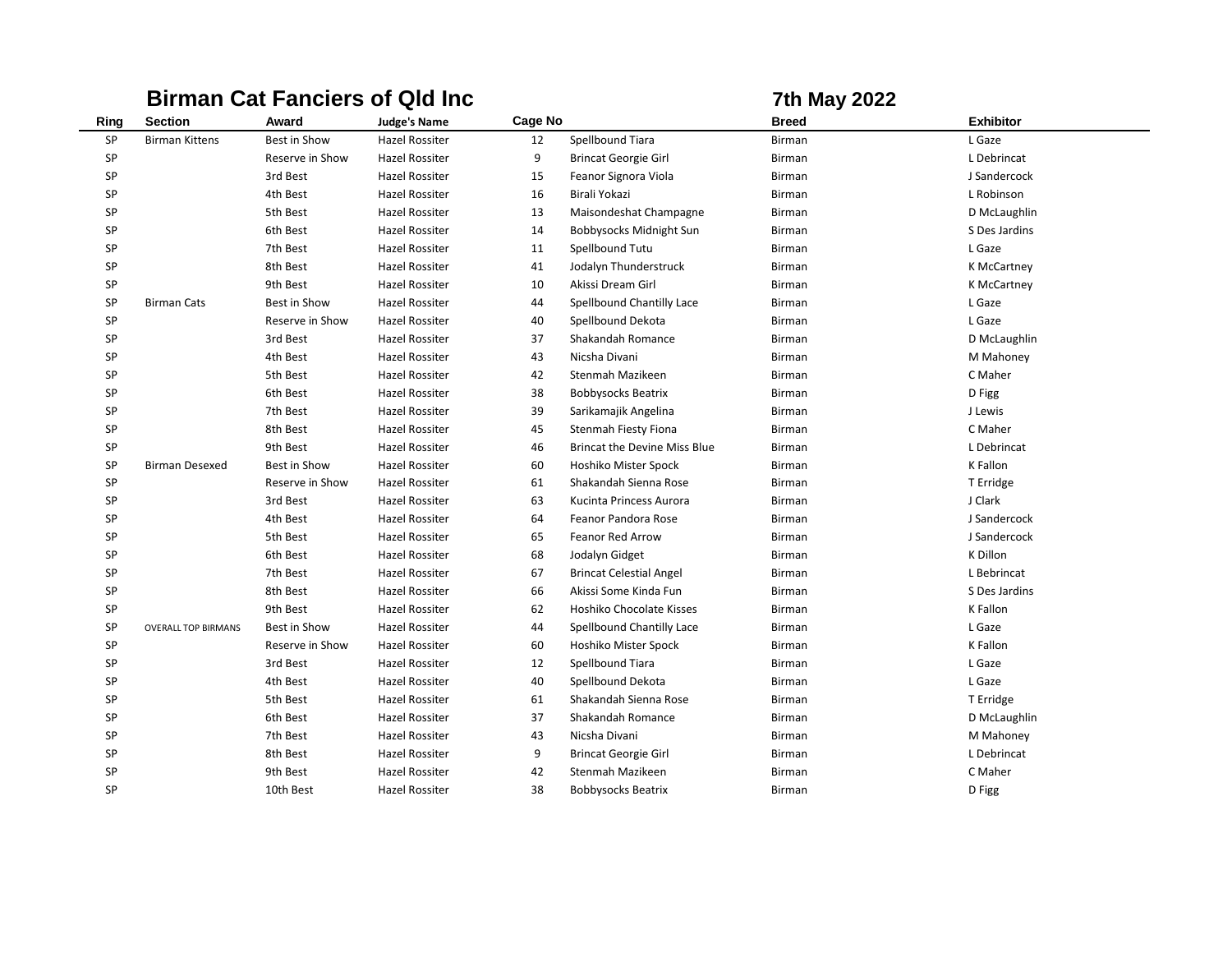# Birman Cat Fanciers of Qld Inc

## 7th May 2022

| Ring | Section | Award | Judge's Name | Cage No | | Breed | Exhibitor |
|---|---|---|---|---|---|---|---|
| SP | Birman Kittens | Best in Show | Hazel Rossiter | 12 | Spellbound Tiara | Birman | L Gaze |
| SP | | Reserve in Show | Hazel Rossiter | 9 | Brincat Georgie Girl | Birman | L Debrincat |
| SP | | 3rd Best | Hazel Rossiter | 15 | Feanor Signora Viola | Birman | J Sandercock |
| SP | | 4th Best | Hazel Rossiter | 16 | Birali Yokazi | Birman | L Robinson |
| SP | | 5th Best | Hazel Rossiter | 13 | Maisondeshat Champagne | Birman | D McLaughlin |
| SP | | 6th Best | Hazel Rossiter | 14 | Bobbysocks Midnight Sun | Birman | S Des Jardins |
| SP | | 7th Best | Hazel Rossiter | 11 | Spellbound Tutu | Birman | L Gaze |
| SP | | 8th Best | Hazel Rossiter | 41 | Jodalyn Thunderstruck | Birman | K McCartney |
| SP | | 9th Best | Hazel Rossiter | 10 | Akissi Dream Girl | Birman | K McCartney |
| SP | Birman Cats | Best in Show | Hazel Rossiter | 44 | Spellbound Chantilly Lace | Birman | L Gaze |
| SP | | Reserve in Show | Hazel Rossiter | 40 | Spellbound Dekota | Birman | L Gaze |
| SP | | 3rd Best | Hazel Rossiter | 37 | Shakandah Romance | Birman | D McLaughlin |
| SP | | 4th Best | Hazel Rossiter | 43 | Nicsha Divani | Birman | M Mahoney |
| SP | | 5th Best | Hazel Rossiter | 42 | Stenmah Mazikeen | Birman | C Maher |
| SP | | 6th Best | Hazel Rossiter | 38 | Bobbysocks Beatrix | Birman | D Figg |
| SP | | 7th Best | Hazel Rossiter | 39 | Sarikamajik Angelina | Birman | J Lewis |
| SP | | 8th Best | Hazel Rossiter | 45 | Stenmah Fiesty Fiona | Birman | C Maher |
| SP | | 9th Best | Hazel Rossiter | 46 | Brincat the Devine Miss Blue | Birman | L Debrincat |
| SP | Birman Desexed | Best in Show | Hazel Rossiter | 60 | Hoshiko Mister Spock | Birman | K Fallon |
| SP | | Reserve in Show | Hazel Rossiter | 61 | Shakandah Sienna Rose | Birman | T Erridge |
| SP | | 3rd Best | Hazel Rossiter | 63 | Kucinta Princess Aurora | Birman | J Clark |
| SP | | 4th Best | Hazel Rossiter | 64 | Feanor Pandora Rose | Birman | J Sandercock |
| SP | | 5th Best | Hazel Rossiter | 65 | Feanor Red Arrow | Birman | J Sandercock |
| SP | | 6th Best | Hazel Rossiter | 68 | Jodalyn Gidget | Birman | K Dillon |
| SP | | 7th Best | Hazel Rossiter | 67 | Brincat Celestial Angel | Birman | L Bebrincat |
| SP | | 8th Best | Hazel Rossiter | 66 | Akissi Some Kinda Fun | Birman | S Des Jardins |
| SP | | 9th Best | Hazel Rossiter | 62 | Hoshiko Chocolate Kisses | Birman | K Fallon |
| SP | OVERALL TOP BIRMANS | Best in Show | Hazel Rossiter | 44 | Spellbound Chantilly Lace | Birman | L Gaze |
| SP | | Reserve in Show | Hazel Rossiter | 60 | Hoshiko Mister Spock | Birman | K Fallon |
| SP | | 3rd Best | Hazel Rossiter | 12 | Spellbound Tiara | Birman | L Gaze |
| SP | | 4th Best | Hazel Rossiter | 40 | Spellbound Dekota | Birman | L Gaze |
| SP | | 5th Best | Hazel Rossiter | 61 | Shakandah Sienna Rose | Birman | T Erridge |
| SP | | 6th Best | Hazel Rossiter | 37 | Shakandah Romance | Birman | D McLaughlin |
| SP | | 7th Best | Hazel Rossiter | 43 | Nicsha Divani | Birman | M Mahoney |
| SP | | 8th Best | Hazel Rossiter | 9 | Brincat Georgie Girl | Birman | L Debrincat |
| SP | | 9th Best | Hazel Rossiter | 42 | Stenmah Mazikeen | Birman | C Maher |
| SP | | 10th Best | Hazel Rossiter | 38 | Bobbysocks Beatrix | Birman | D Figg |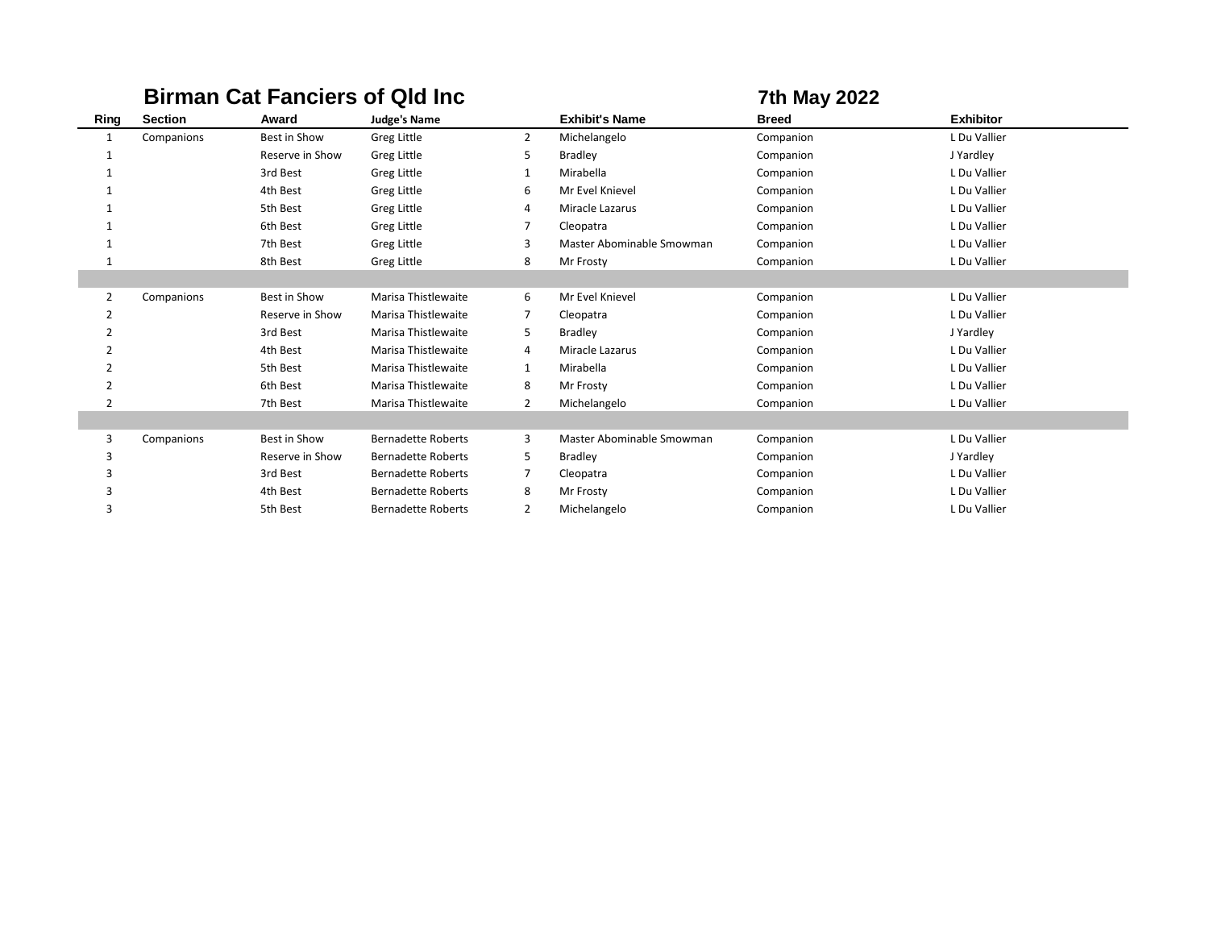# Birman Cat Fanciers of Qld Inc

**7th May 2022**

| Ring | Section | Award | Judge's Name | | Exhibit's Name | Breed | Exhibitor |
|---|---|---|---|---|---|---|---|
| 1 | Companions | Best in Show | Greg Little | 2 | Michelangelo | Companion | L Du Vallier |
| 1 | | Reserve in Show | Greg Little | 5 | Bradley | Companion | J Yardley |
| 1 | | 3rd Best | Greg Little | 1 | Mirabella | Companion | L Du Vallier |
| 1 | | 4th Best | Greg Little | 6 | Mr Evel Knievel | Companion | L Du Vallier |
| 1 | | 5th Best | Greg Little | 4 | Miracle Lazarus | Companion | L Du Vallier |
| 1 | | 6th Best | Greg Little | 7 | Cleopatra | Companion | L Du Vallier |
| 1 | | 7th Best | Greg Little | 3 | Master Abominable Smowman | Companion | L Du Vallier |
| 1 | | 8th Best | Greg Little | 8 | Mr Frosty | Companion | L Du Vallier |
| | | | | | | | |
| 2 | Companions | Best in Show | Marisa Thistlewaite | 6 | Mr Evel Knievel | Companion | L Du Vallier |
| 2 | | Reserve in Show | Marisa Thistlewaite | 7 | Cleopatra | Companion | L Du Vallier |
| 2 | | 3rd Best | Marisa Thistlewaite | 5 | Bradley | Companion | J Yardley |
| 2 | | 4th Best | Marisa Thistlewaite | 4 | Miracle Lazarus | Companion | L Du Vallier |
| 2 | | 5th Best | Marisa Thistlewaite | 1 | Mirabella | Companion | L Du Vallier |
| 2 | | 6th Best | Marisa Thistlewaite | 8 | Mr Frosty | Companion | L Du Vallier |
| 2 | | 7th Best | Marisa Thistlewaite | 2 | Michelangelo | Companion | L Du Vallier |
| | | | | | | | |
| 3 | Companions | Best in Show | Bernadette Roberts | 3 | Master Abominable Smowman | Companion | L Du Vallier |
| 3 | | Reserve in Show | Bernadette Roberts | 5 | Bradley | Companion | J Yardley |
| 3 | | 3rd Best | Bernadette Roberts | 7 | Cleopatra | Companion | L Du Vallier |
| 3 | | 4th Best | Bernadette Roberts | 8 | Mr Frosty | Companion | L Du Vallier |
| 3 | | 5th Best | Bernadette Roberts | 2 | Michelangelo | Companion | L Du Vallier |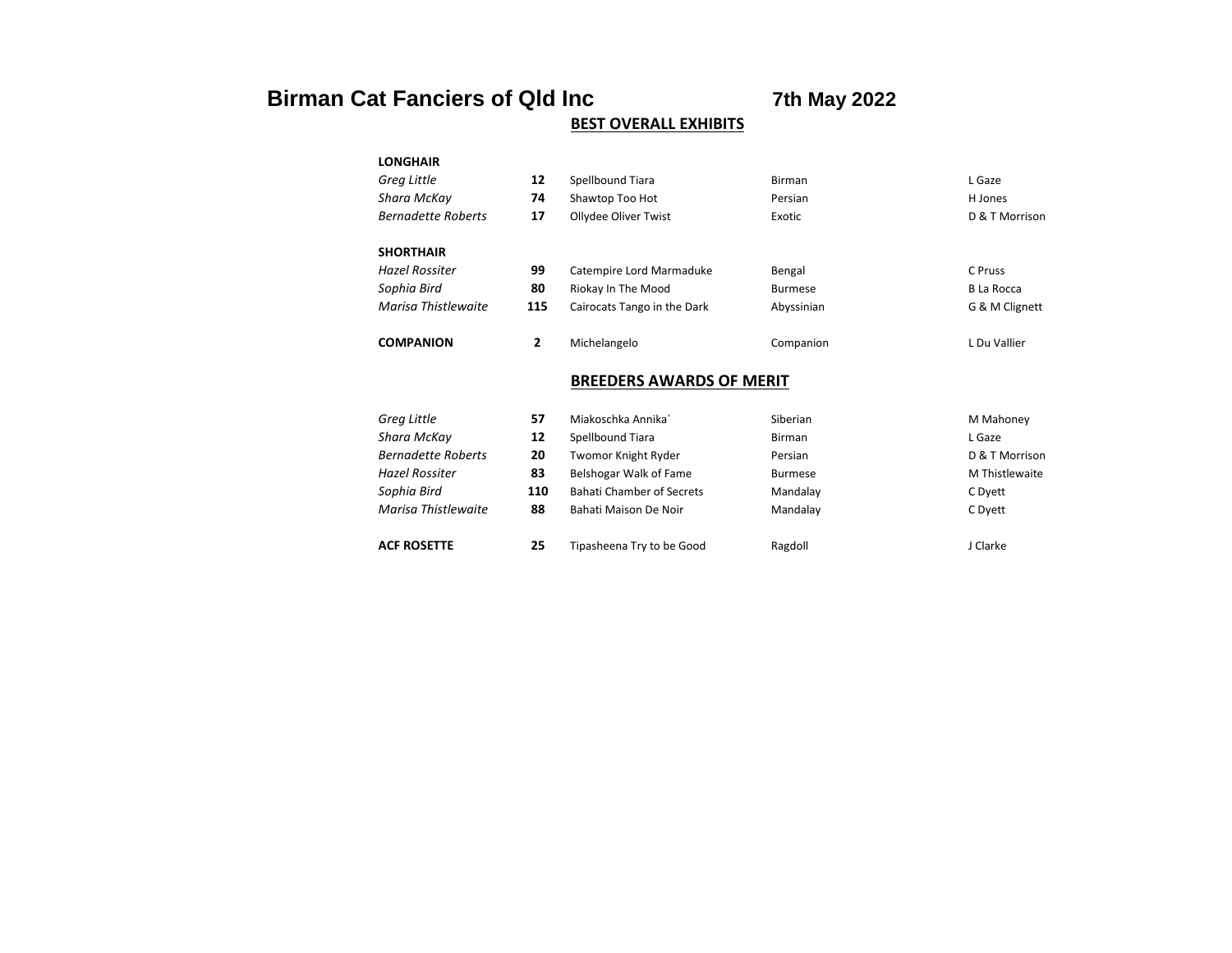# Birman Cat Fanciers of Qld Inc

**7th May 2022**

## BEST OVERALL EXHIBITS

| | | | | |
|---|---|---|---|---|
| **LONGHAIR** | | | | |
| *Greg Little* | **12** | Spellbound Tiara | Birman | L Gaze |
| *Shara McKay* | **74** | Shawtop Too Hot | Persian | H Jones |
| *Bernadette Roberts* | **17** | Ollydee Oliver Twist | Exotic | D & T Morrison |
| | | | | |
| **SHORTHAIR** | | | | |
| *Hazel Rossiter* | **99** | Catempire Lord Marmaduke | Bengal | C Pruss |
| *Sophia Bird* | **80** | Riokay In The Mood | Burmese | B La Rocca |
| *Marisa Thistlewaite* | **115** | Cairocats Tango in the Dark | Abyssinian | G & M Clignett |
| | | | | |
| **COMPANION** | **2** | Michelangelo | Companion | L Du Vallier |

## BREEDERS AWARDS OF MERIT

| | | | | |
|---|---|---|---|---|
| *Greg Little* | **57** | Miakoschka Annika` | Siberian | M Mahoney |
| *Shara McKay* | **12** | Spellbound Tiara | Birman | L Gaze |
| *Bernadette Roberts* | **20** | Twomor Knight Ryder | Persian | D & T Morrison |
| *Hazel Rossiter* | **83** | Belshogar Walk of Fame | Burmese | M Thistlewaite |
| *Sophia Bird* | **110** | Bahati Chamber of Secrets | Mandalay | C Dyett |
| *Marisa Thistlewaite* | **88** | Bahati Maison De Noir | Mandalay | C Dyett |
| | | | | |
| **ACF ROSETTE** | **25** | Tipasheena Try to be Good | Ragdoll | J Clarke |